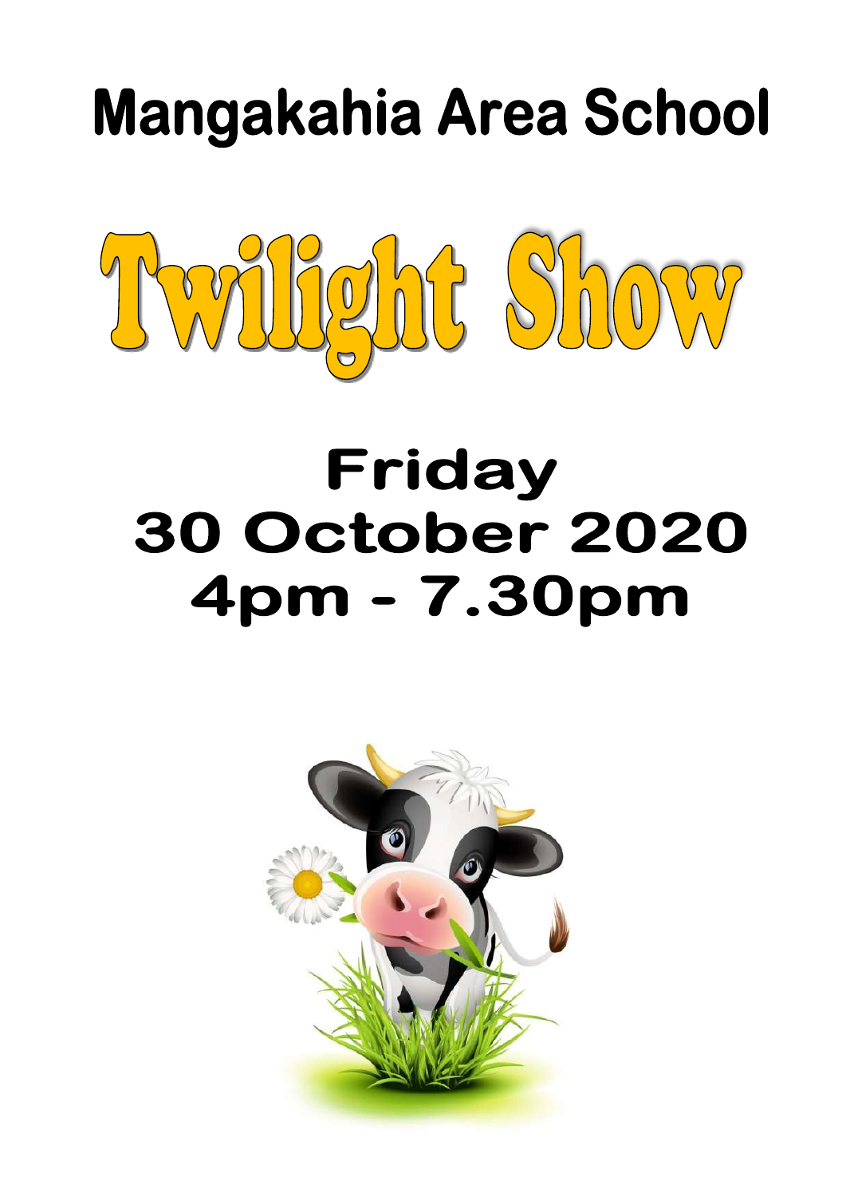# Mangakahia Area School

# Twilight Show

## Friday
## 30 October 2020
## 4pm - 7.30pm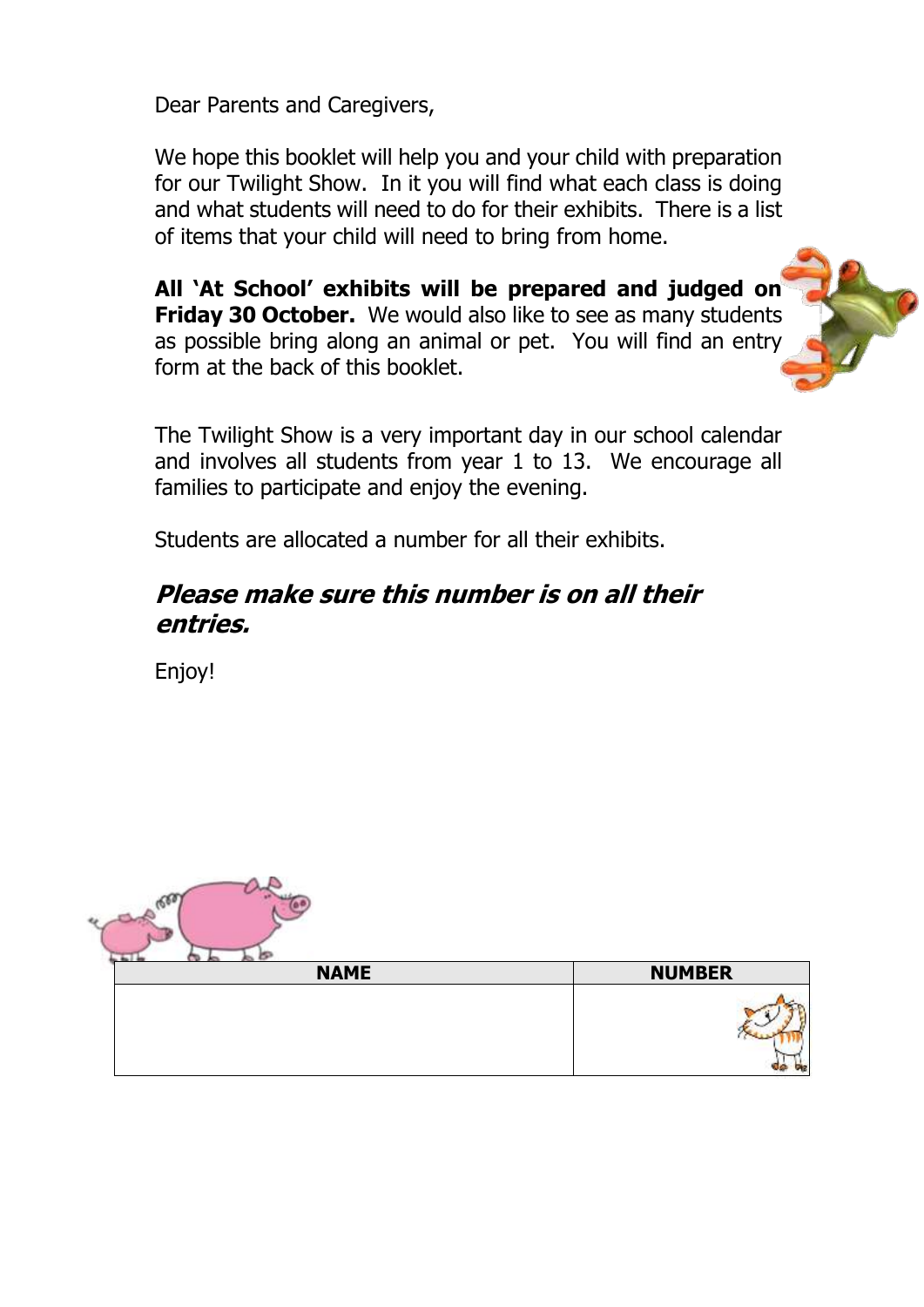Dear Parents and Caregivers,

We hope this booklet will help you and your child with preparation for our Twilight Show. In it you will find what each class is doing and what students will need to do for their exhibits. There is a list of items that your child will need to bring from home.

**All 'At School' exhibits will be prepared and judged on Friday 30 October.** We would also like to see as many students as possible bring along an animal or pet. You will find an entry form at the back of this booklet.

The Twilight Show is a very important day in our school calendar and involves all students from year 1 to 13. We encourage all families to participate and enjoy the evening.

Students are allocated a number for all their exhibits.

***Please make sure this number is on all their entries.***

Enjoy!

| NAME | NUMBER |
|---|---|
| | |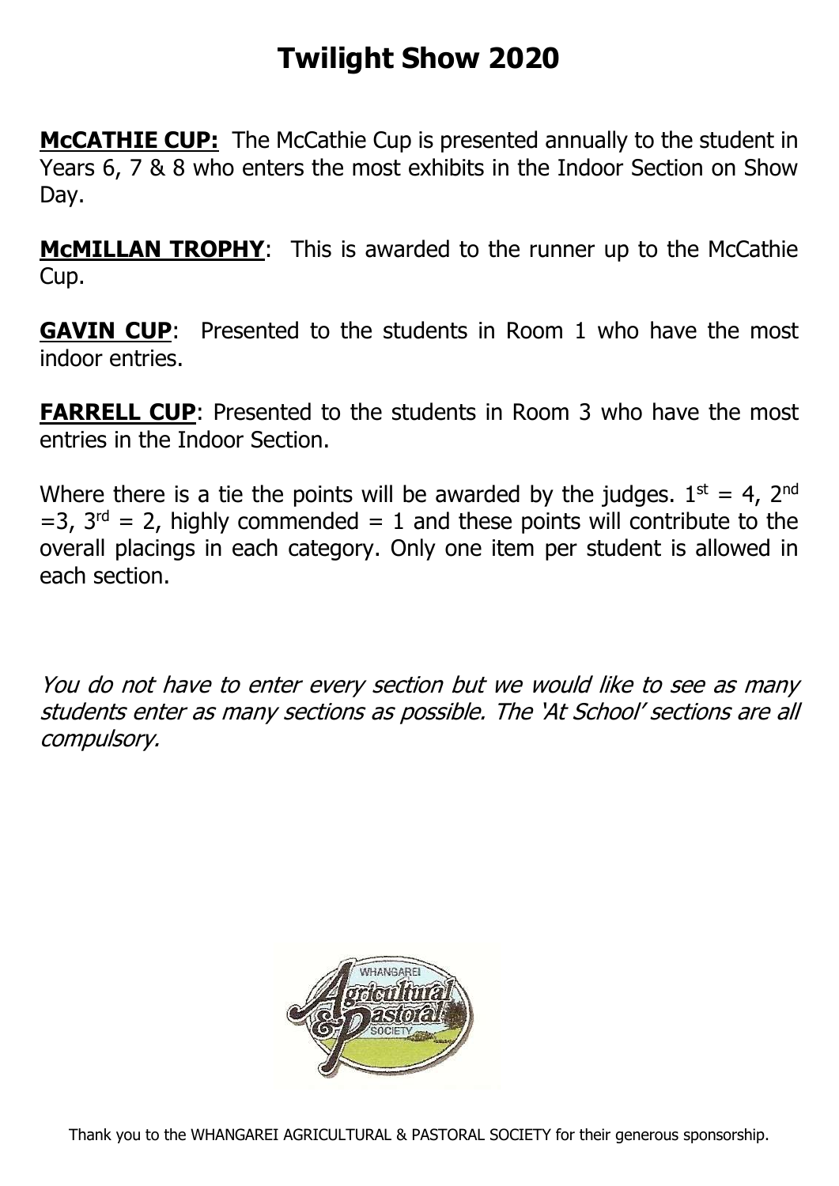# Twilight Show 2020

**McCATHIE CUP:** The McCathie Cup is presented annually to the student in Years 6, 7 & 8 who enters the most exhibits in the Indoor Section on Show Day.

**McMILLAN TROPHY**: This is awarded to the runner up to the McCathie Cup.

**GAVIN CUP**: Presented to the students in Room 1 who have the most indoor entries.

**FARRELL CUP**: Presented to the students in Room 3 who have the most entries in the Indoor Section.

Where there is a tie the points will be awarded by the judges. 1st = 4, 2nd =3, 3rd = 2, highly commended = 1 and these points will contribute to the overall placings in each category. Only one item per student is allowed in each section.

*You do not have to enter every section but we would like to see as many students enter as many sections as possible. The 'At School' sections are all compulsory.*

Thank you to the WHANGAREI AGRICULTURAL & PASTORAL SOCIETY for their generous sponsorship.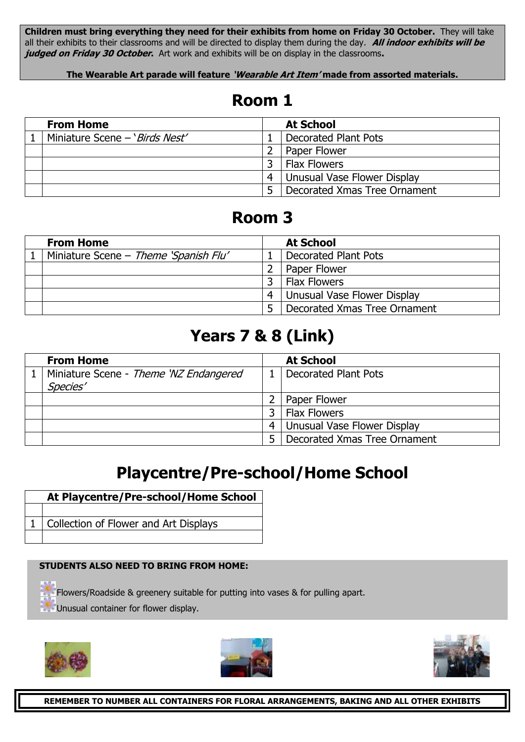**Children must bring everything they need for their exhibits from home on Friday 30 October.** They will take all their exhibits to their classrooms and will be directed to display them during the day. ***All indoor exhibits will be judged on Friday 30 October.*** Art work and exhibits will be on display in the classrooms**.**

**The Wearable Art parade will feature *'Wearable Art Item'* made from assorted materials.**

# Room 1

| | From Home | | At School |
|---|---|---|---|
| 1 | Miniature Scene – '*Birds Nest'* | 1 | Decorated Plant Pots |
| | | 2 | Paper Flower |
| | | 3 | Flax Flowers |
| | | 4 | Unusual Vase Flower Display |
| | | 5 | Decorated Xmas Tree Ornament |

# Room 3

| | From Home | | At School |
|---|---|---|---|
| 1 | Miniature Scene – *Theme 'Spanish Flu'* | 1 | Decorated Plant Pots |
| | | 2 | Paper Flower |
| | | 3 | Flax Flowers |
| | | 4 | Unusual Vase Flower Display |
| | | 5 | Decorated Xmas Tree Ornament |

# Years 7 & 8 (Link)

| | From Home | | At School |
|---|---|---|---|
| 1 | Miniature Scene - *Theme 'NZ Endangered Species'* | 1 | Decorated Plant Pots |
| | | 2 | Paper Flower |
| | | 3 | Flax Flowers |
| | | 4 | Unusual Vase Flower Display |
| | | 5 | Decorated Xmas Tree Ornament |

# Playcentre/Pre-school/Home School

| | At Playcentre/Pre-school/Home School |
|---|---|
| | |
| 1 | Collection of Flower and Art Displays |
| | |

**STUDENTS ALSO NEED TO BRING FROM HOME:**

- Flowers/Roadside & greenery suitable for putting into vases & for pulling apart.
- Unusual container for flower display.

**REMEMBER TO NUMBER ALL CONTAINERS FOR FLORAL ARRANGEMENTS, BAKING AND ALL OTHER EXHIBITS**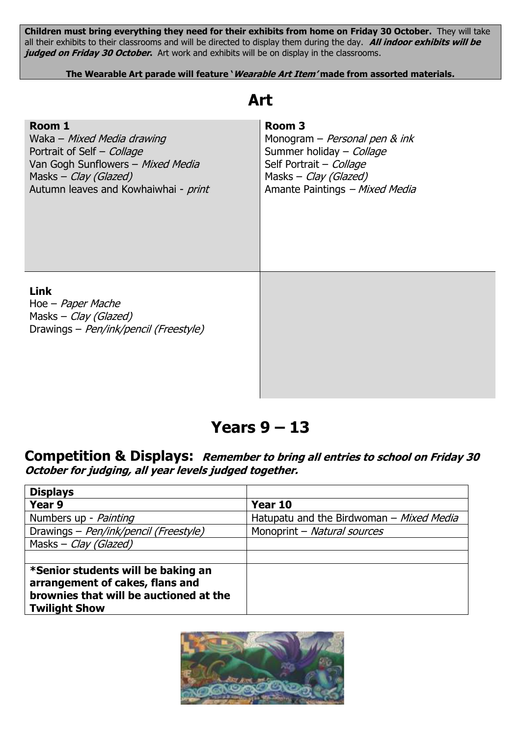**Children must bring everything they need for their exhibits from home on Friday 30 October.** They will take all their exhibits to their classrooms and will be directed to display them during the day. ***All indoor exhibits will be judged on Friday 30 October.*** Art work and exhibits will be on display in the classrooms.

**The Wearable Art parade will feature '*Wearable Art Item'* made from assorted materials.**

# Art

| **Room 1** | **Room 3** |
|---|---|
| Waka – *Mixed Media drawing*<br>Portrait of Self – *Collage*<br>Van Gogh Sunflowers – *Mixed Media*<br>Masks – *Clay (Glazed)*<br>Autumn leaves and Kowhaiwhai - *print* | Monogram – *Personal pen & ink*<br>Summer holiday – *Collage*<br>Self Portrait – *Collage*<br>Masks – *Clay (Glazed)*<br>Amante Paintings – *Mixed Media* |
| **Link**<br>Hoe – *Paper Mache*<br>Masks – *Clay (Glazed)*<br>Drawings – *Pen/ink/pencil (Freestyle)* | |

# Years 9 – 13

## Competition & Displays: *Remember to bring all entries to school on Friday 30 October for judging, all year levels judged together.*

| **Displays** | |
|---|---|
| **Year 9** | **Year 10** |
| Numbers up - *Painting* | Hatupatu and the Birdwoman – *Mixed Media* |
| Drawings – *Pen/ink/pencil (Freestyle)* | Monoprint – *Natural sources* |
| Masks – *Clay (Glazed)* | |
| | |
| **\*Senior students will be baking an arrangement of cakes, flans and brownies that will be auctioned at the Twilight Show** | |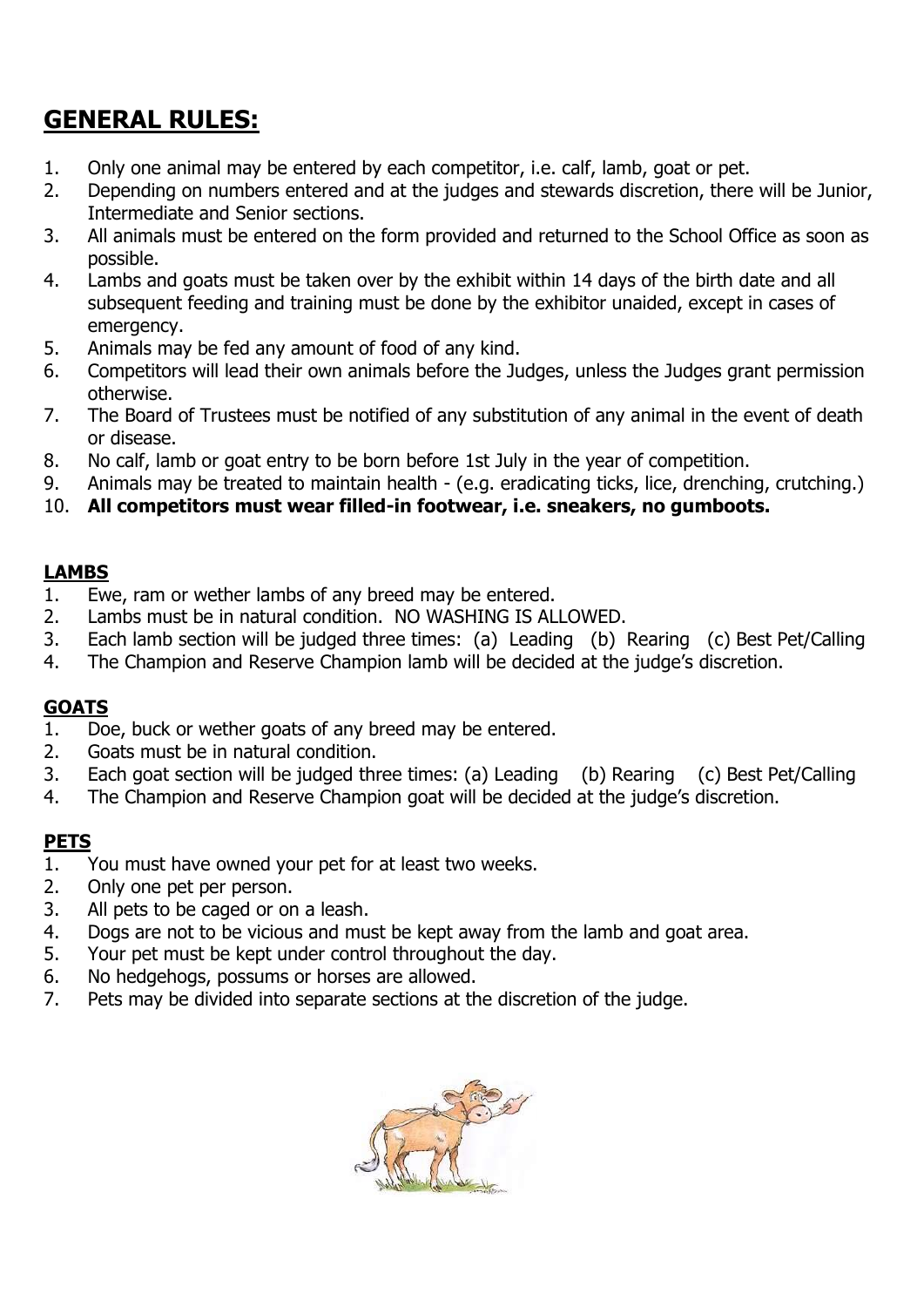## GENERAL RULES:

1. Only one animal may be entered by each competitor, i.e. calf, lamb, goat or pet.
2. Depending on numbers entered and at the judges and stewards discretion, there will be Junior, Intermediate and Senior sections.
3. All animals must be entered on the form provided and returned to the School Office as soon as possible.
4. Lambs and goats must be taken over by the exhibit within 14 days of the birth date and all subsequent feeding and training must be done by the exhibitor unaided, except in cases of emergency.
5. Animals may be fed any amount of food of any kind.
6. Competitors will lead their own animals before the Judges, unless the Judges grant permission otherwise.
7. The Board of Trustees must be notified of any substitution of any animal in the event of death or disease.
8. No calf, lamb or goat entry to be born before 1st July in the year of competition.
9. Animals may be treated to maintain health - (e.g. eradicating ticks, lice, drenching, crutching.)
10. **All competitors must wear filled-in footwear, i.e. sneakers, no gumboots.**

### LAMBS

1. Ewe, ram or wether lambs of any breed may be entered.
2. Lambs must be in natural condition. NO WASHING IS ALLOWED.
3. Each lamb section will be judged three times: (a) Leading (b) Rearing (c) Best Pet/Calling
4. The Champion and Reserve Champion lamb will be decided at the judge's discretion.

### GOATS

1. Doe, buck or wether goats of any breed may be entered.
2. Goats must be in natural condition.
3. Each goat section will be judged three times: (a) Leading (b) Rearing (c) Best Pet/Calling
4. The Champion and Reserve Champion goat will be decided at the judge's discretion.

### PETS

1. You must have owned your pet for at least two weeks.
2. Only one pet per person.
3. All pets to be caged or on a leash.
4. Dogs are not to be vicious and must be kept away from the lamb and goat area.
5. Your pet must be kept under control throughout the day.
6. No hedgehogs, possums or horses are allowed.
7. Pets may be divided into separate sections at the discretion of the judge.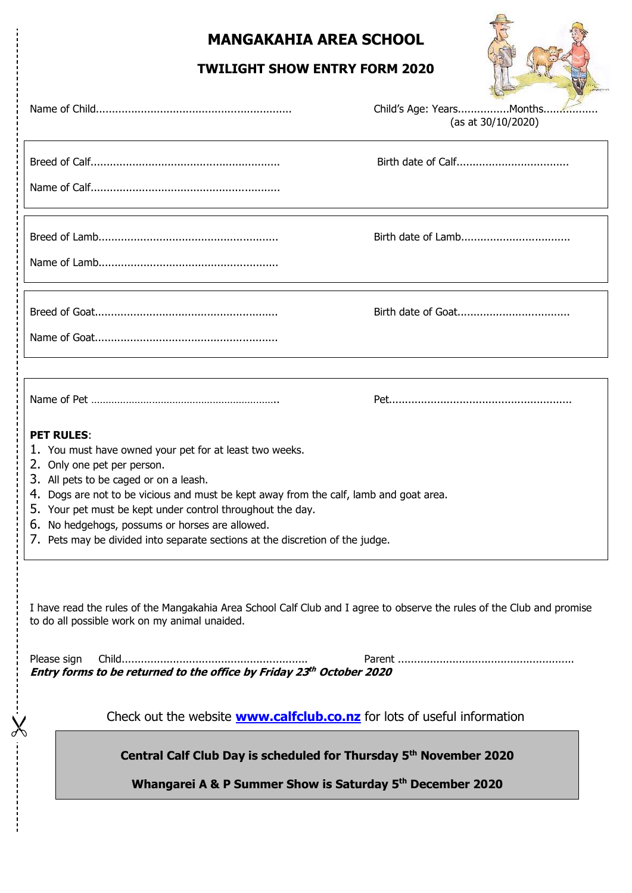# MANGAKAHIA AREA SCHOOL

## TWILIGHT SHOW ENTRY FORM 2020

Name of Child.............................................................

Child's Age: Years................Months.................
(as at 30/10/2020)

Breed of Calf...........................................................

Birth date of Calf..................................

Name of Calf...........................................................

Breed of Lamb.......................................................

Birth date of Lamb.................................

Name of Lamb.......................................................

Breed of Goat........................................................

Birth date of Goat..................................

Name of Goat........................................................

Name of Pet ...............................................................

Pet.........................................................

**PET RULES**:

1. You must have owned your pet for at least two weeks.
2. Only one pet per person.
3. All pets to be caged or on a leash.
4. Dogs are not to be vicious and must be kept away from the calf, lamb and goat area.
5. Your pet must be kept under control throughout the day.
6. No hedgehogs, possums or horses are allowed.
7. Pets may be divided into separate sections at the discretion of the judge.

I have read the rules of the Mangakahia Area School Calf Club and I agree to observe the rules of the Club and promise to do all possible work on my animal unaided.

Please sign Child......................................................... Parent ......................................................

***Entry forms to be returned to the office by Friday 23th October 2020***

Check out the website **www.calfclub.co.nz** for lots of useful information

**Central Calf Club Day is scheduled for Thursday 5th November 2020**

**Whangarei A & P Summer Show is Saturday 5th December 2020**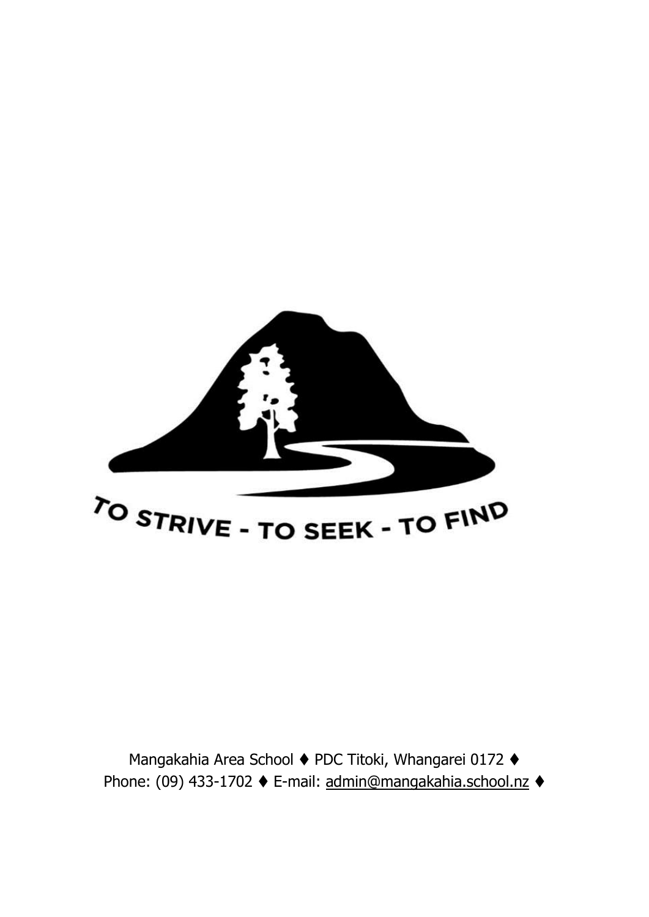TO STRIVE - TO SEEK - TO FIND

Mangakahia Area School ♦ PDC Titoki, Whangarei 0172 ♦
Phone: (09) 433-1702 ♦ E-mail: admin@mangakahia.school.nz ♦